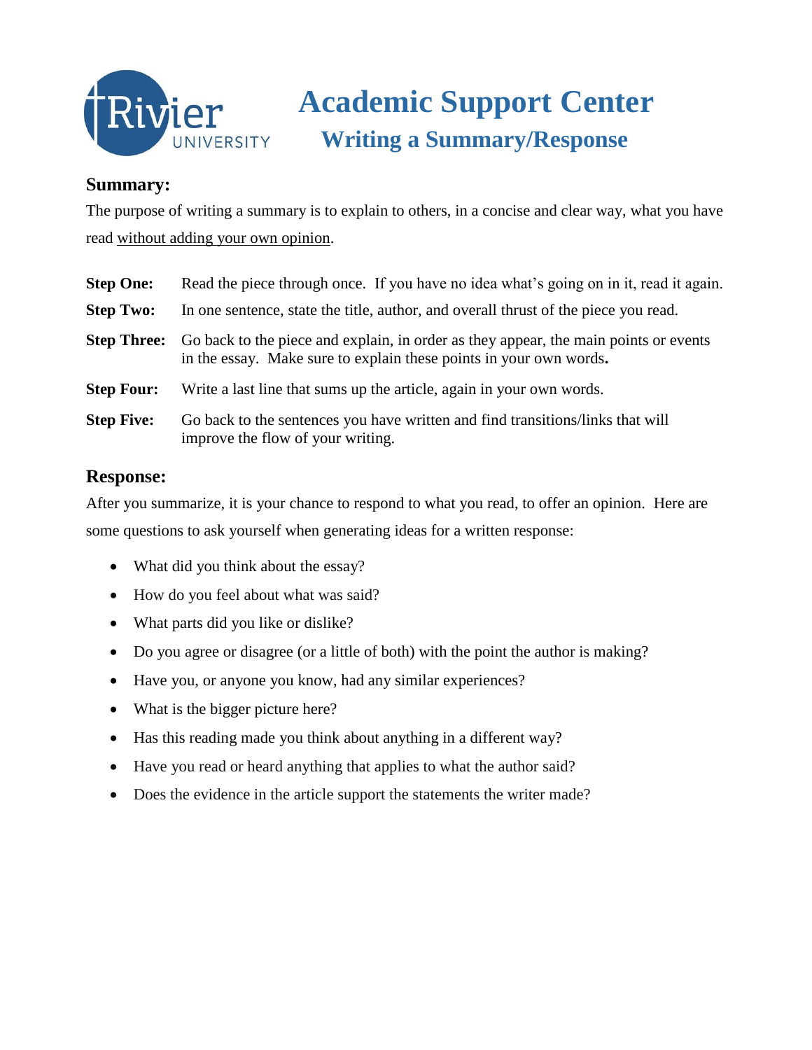# Academic Support Center

## Writing a Summary/Response

### Summary:

The purpose of writing a summary is to explain to others, in a concise and clear way, what you have read <u>without adding your own opinion</u>.

**Step One:** Read the piece through once. If you have no idea what's going on in it, read it again.

**Step Two:** In one sentence, state the title, author, and overall thrust of the piece you read.

**Step Three:** Go back to the piece and explain, in order as they appear, the main points or events in the essay. Make sure to explain these points in your own words**.**

**Step Four:** Write a last line that sums up the article, again in your own words.

**Step Five:** Go back to the sentences you have written and find transitions/links that will improve the flow of your writing.

### Response:

After you summarize, it is your chance to respond to what you read, to offer an opinion. Here are some questions to ask yourself when generating ideas for a written response:

- What did you think about the essay?
- How do you feel about what was said?
- What parts did you like or dislike?
- Do you agree or disagree (or a little of both) with the point the author is making?
- Have you, or anyone you know, had any similar experiences?
- What is the bigger picture here?
- Has this reading made you think about anything in a different way?
- Have you read or heard anything that applies to what the author said?
- Does the evidence in the article support the statements the writer made?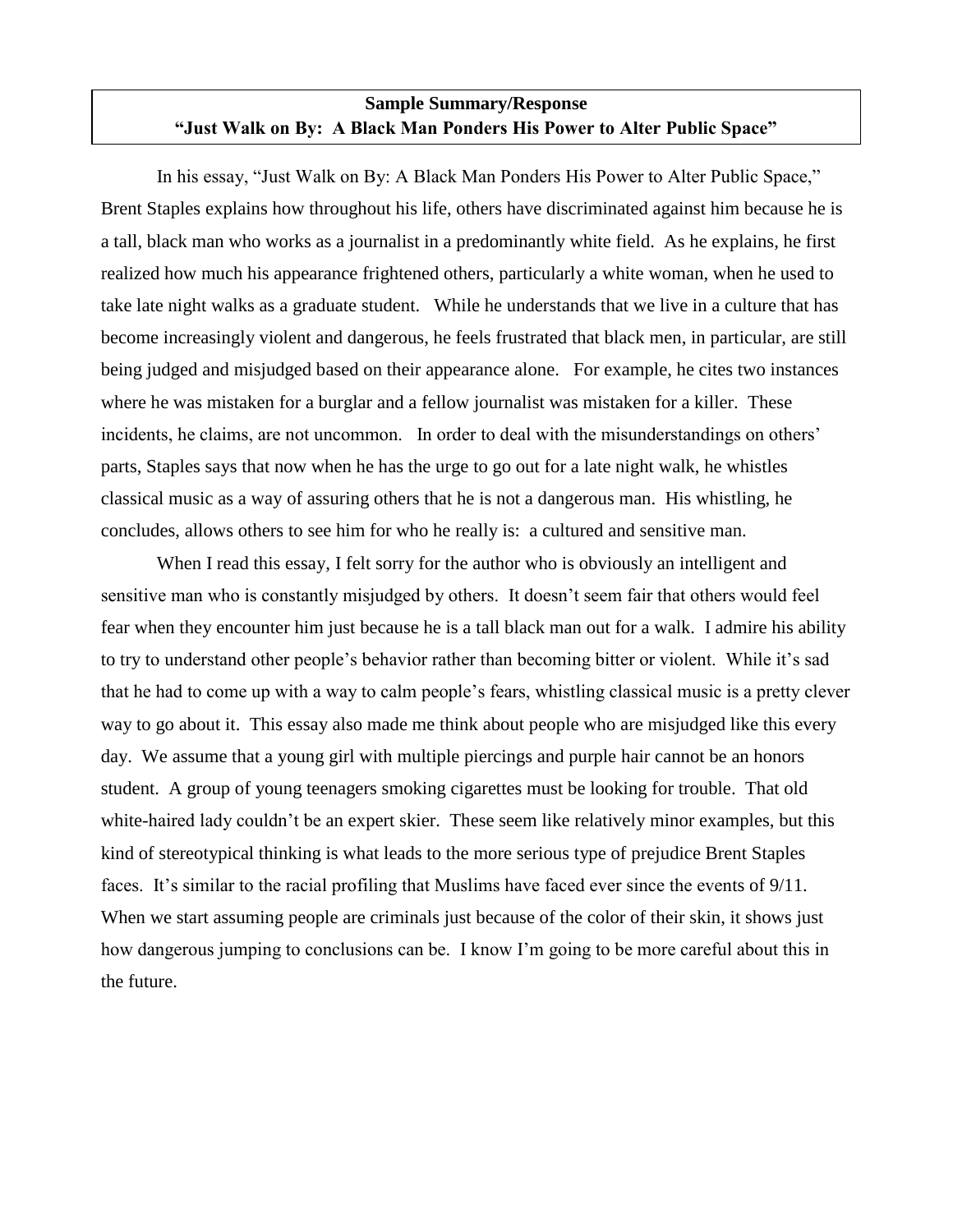**Sample Summary/Response**
**"Just Walk on By: A Black Man Ponders His Power to Alter Public Space"**

In his essay, "Just Walk on By: A Black Man Ponders His Power to Alter Public Space," Brent Staples explains how throughout his life, others have discriminated against him because he is a tall, black man who works as a journalist in a predominantly white field. As he explains, he first realized how much his appearance frightened others, particularly a white woman, when he used to take late night walks as a graduate student. While he understands that we live in a culture that has become increasingly violent and dangerous, he feels frustrated that black men, in particular, are still being judged and misjudged based on their appearance alone. For example, he cites two instances where he was mistaken for a burglar and a fellow journalist was mistaken for a killer. These incidents, he claims, are not uncommon. In order to deal with the misunderstandings on others' parts, Staples says that now when he has the urge to go out for a late night walk, he whistles classical music as a way of assuring others that he is not a dangerous man. His whistling, he concludes, allows others to see him for who he really is: a cultured and sensitive man.

When I read this essay, I felt sorry for the author who is obviously an intelligent and sensitive man who is constantly misjudged by others. It doesn't seem fair that others would feel fear when they encounter him just because he is a tall black man out for a walk. I admire his ability to try to understand other people's behavior rather than becoming bitter or violent. While it's sad that he had to come up with a way to calm people's fears, whistling classical music is a pretty clever way to go about it. This essay also made me think about people who are misjudged like this every day. We assume that a young girl with multiple piercings and purple hair cannot be an honors student. A group of young teenagers smoking cigarettes must be looking for trouble. That old white-haired lady couldn't be an expert skier. These seem like relatively minor examples, but this kind of stereotypical thinking is what leads to the more serious type of prejudice Brent Staples faces. It's similar to the racial profiling that Muslims have faced ever since the events of 9/11. When we start assuming people are criminals just because of the color of their skin, it shows just how dangerous jumping to conclusions can be. I know I'm going to be more careful about this in the future.